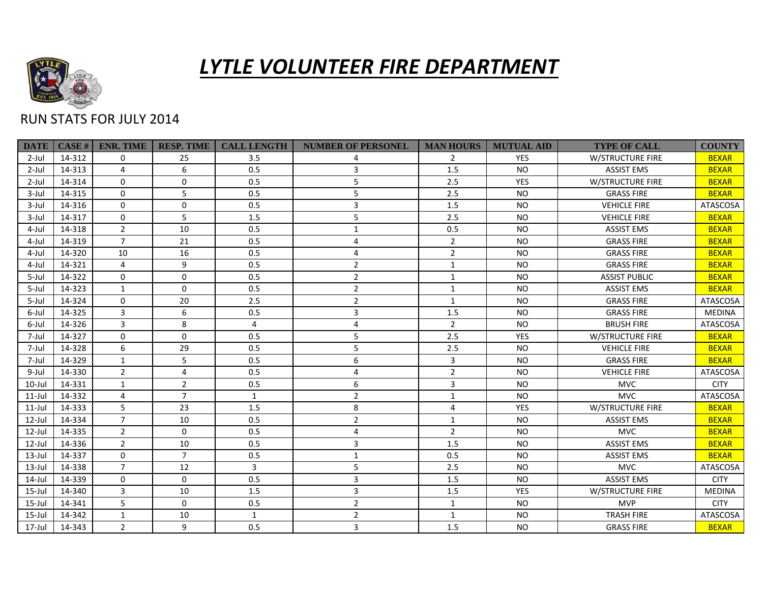# *LYTLE VOLUNTEER FIRE DEPARTMENT*

RUN STATS FOR JULY 2014

| DATE | CASE # | ENR. TIME | RESP. TIME | CALL LENGTH | NUMBER OF PERSONEL | MAN HOURS | MUTUAL AID | TYPE OF CALL | COUNTY |
|---|---|---|---|---|---|---|---|---|---|
| 2-Jul | 14-312 | 0 | 25 | 3.5 | 4 | 2 | YES | W/STRUCTURE FIRE | BEXAR |
| 2-Jul | 14-313 | 4 | 6 | 0.5 | 3 | 1.5 | NO | ASSIST EMS | BEXAR |
| 2-Jul | 14-314 | 0 | 0 | 0.5 | 5 | 2.5 | YES | W/STRUCTURE FIRE | BEXAR |
| 3-Jul | 14-315 | 0 | 5 | 0.5 | 5 | 2.5 | NO | GRASS FIRE | BEXAR |
| 3-Jul | 14-316 | 0 | 0 | 0.5 | 3 | 1.5 | NO | VEHICLE FIRE | ATASCOSA |
| 3-Jul | 14-317 | 0 | 5 | 1.5 | 5 | 2.5 | NO | VEHICLE FIRE | BEXAR |
| 4-Jul | 14-318 | 2 | 10 | 0.5 | 1 | 0.5 | NO | ASSIST EMS | BEXAR |
| 4-Jul | 14-319 | 7 | 21 | 0.5 | 4 | 2 | NO | GRASS FIRE | BEXAR |
| 4-Jul | 14-320 | 10 | 16 | 0.5 | 4 | 2 | NO | GRASS FIRE | BEXAR |
| 4-Jul | 14-321 | 4 | 9 | 0.5 | 2 | 1 | NO | GRASS FIRE | BEXAR |
| 5-Jul | 14-322 | 0 | 0 | 0.5 | 2 | 1 | NO | ASSIST PUBLIC | BEXAR |
| 5-Jul | 14-323 | 1 | 0 | 0.5 | 2 | 1 | NO | ASSIST EMS | BEXAR |
| 5-Jul | 14-324 | 0 | 20 | 2.5 | 2 | 1 | NO | GRASS FIRE | ATASCOSA |
| 6-Jul | 14-325 | 3 | 6 | 0.5 | 3 | 1.5 | NO | GRASS FIRE | MEDINA |
| 6-Jul | 14-326 | 3 | 8 | 4 | 4 | 2 | NO | BRUSH FIRE | ATASCOSA |
| 7-Jul | 14-327 | 0 | 0 | 0.5 | 5 | 2.5 | YES | W/STRUCTURE FIRE | BEXAR |
| 7-Jul | 14-328 | 6 | 29 | 0.5 | 5 | 2.5 | NO | VEHICLE FIRE | BEXAR |
| 7-Jul | 14-329 | 1 | 5 | 0.5 | 6 | 3 | NO | GRASS FIRE | BEXAR |
| 9-Jul | 14-330 | 2 | 4 | 0.5 | 4 | 2 | NO | VEHICLE FIRE | ATASCOSA |
| 10-Jul | 14-331 | 1 | 2 | 0.5 | 6 | 3 | NO | MVC | CITY |
| 11-Jul | 14-332 | 4 | 7 | 1 | 2 | 1 | NO | MVC | ATASCOSA |
| 11-Jul | 14-333 | 5 | 23 | 1.5 | 8 | 4 | YES | W/STRUCTURE FIRE | BEXAR |
| 12-Jul | 14-334 | 7 | 10 | 0.5 | 2 | 1 | NO | ASSIST EMS | BEXAR |
| 12-Jul | 14-335 | 2 | 0 | 0.5 | 4 | 2 | NO | MVC | BEXAR |
| 12-Jul | 14-336 | 2 | 10 | 0.5 | 3 | 1.5 | NO | ASSIST EMS | BEXAR |
| 13-Jul | 14-337 | 0 | 7 | 0.5 | 1 | 0.5 | NO | ASSIST EMS | BEXAR |
| 13-Jul | 14-338 | 7 | 12 | 3 | 5 | 2.5 | NO | MVC | ATASCOSA |
| 14-Jul | 14-339 | 0 | 0 | 0.5 | 3 | 1.5 | NO | ASSIST EMS | CITY |
| 15-Jul | 14-340 | 3 | 10 | 1.5 | 3 | 1.5 | YES | W/STRUCTURE FIRE | MEDINA |
| 15-Jul | 14-341 | 5 | 0 | 0.5 | 2 | 1 | NO | MVP | CITY |
| 15-Jul | 14-342 | 1 | 10 | 1 | 2 | 1 | NO | TRASH FIRE | ATASCOSA |
| 17-Jul | 14-343 | 2 | 9 | 0.5 | 3 | 1.5 | NO | GRASS FIRE | BEXAR |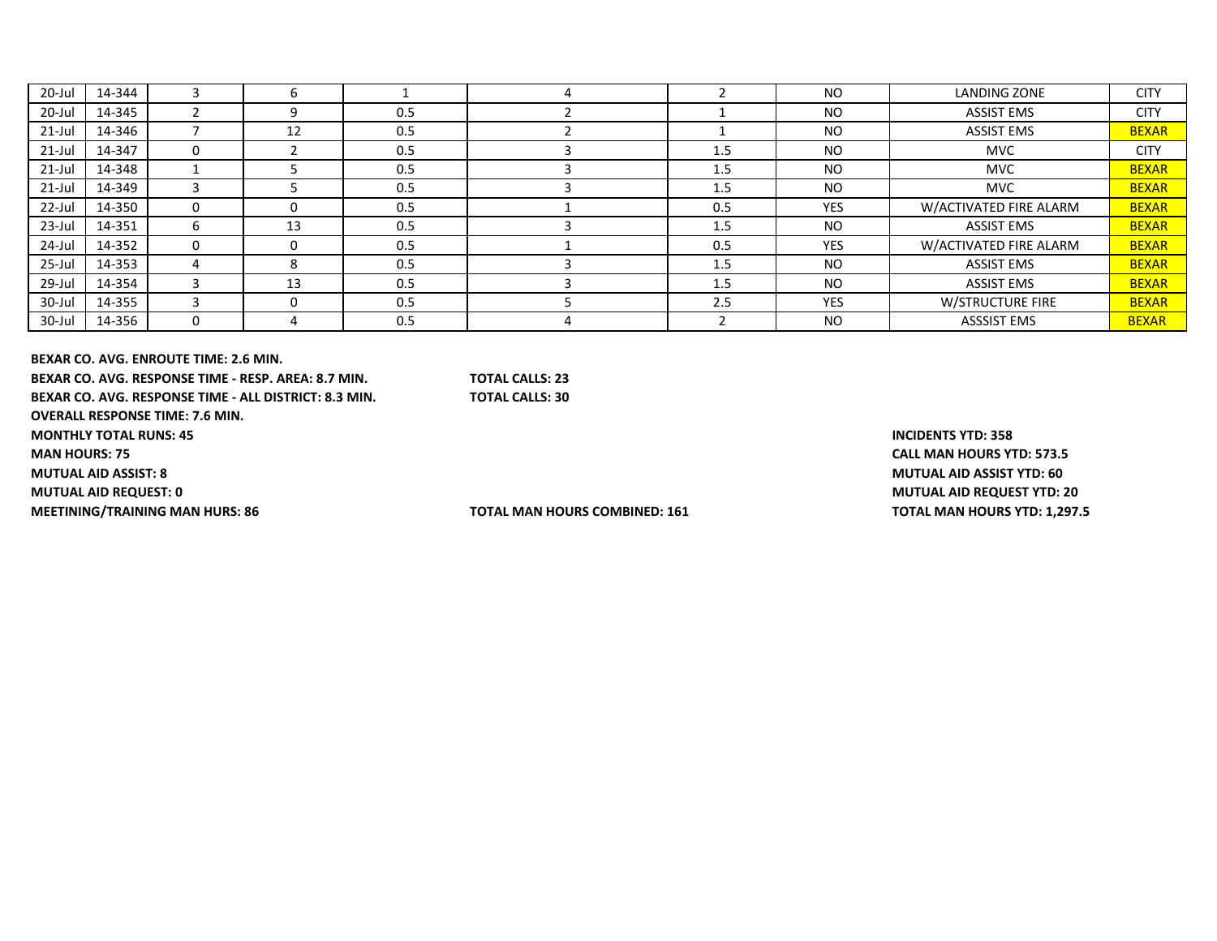| | | | | | | | | | |
|---|---|---|---|---|---|---|---|---|---|
| 20-Jul | 14-344 | 3 | 6 | 1 | 4 | 2 | NO | LANDING ZONE | CITY |
| 20-Jul | 14-345 | 2 | 9 | 0.5 | 2 | 1 | NO | ASSIST EMS | CITY |
| 21-Jul | 14-346 | 7 | 12 | 0.5 | 2 | 1 | NO | ASSIST EMS | BEXAR |
| 21-Jul | 14-347 | 0 | 2 | 0.5 | 3 | 1.5 | NO | MVC | CITY |
| 21-Jul | 14-348 | 1 | 5 | 0.5 | 3 | 1.5 | NO | MVC | BEXAR |
| 21-Jul | 14-349 | 3 | 5 | 0.5 | 3 | 1.5 | NO | MVC | BEXAR |
| 22-Jul | 14-350 | 0 | 0 | 0.5 | 1 | 0.5 | YES | W/ACTIVATED FIRE ALARM | BEXAR |
| 23-Jul | 14-351 | 6 | 13 | 0.5 | 3 | 1.5 | NO | ASSIST EMS | BEXAR |
| 24-Jul | 14-352 | 0 | 0 | 0.5 | 1 | 0.5 | YES | W/ACTIVATED FIRE ALARM | BEXAR |
| 25-Jul | 14-353 | 4 | 8 | 0.5 | 3 | 1.5 | NO | ASSIST EMS | BEXAR |
| 29-Jul | 14-354 | 3 | 13 | 0.5 | 3 | 1.5 | NO | ASSIST EMS | BEXAR |
| 30-Jul | 14-355 | 3 | 0 | 0.5 | 5 | 2.5 | YES | W/STRUCTURE FIRE | BEXAR |
| 30-Jul | 14-356 | 0 | 4 | 0.5 | 4 | 2 | NO | ASSSIST EMS | BEXAR |

**BEXAR CO. AVG. ENROUTE TIME: 2.6 MIN.**

**BEXAR CO. AVG. RESPONSE TIME - RESP. AREA: 8.7 MIN.** **TOTAL CALLS: 23**

**BEXAR CO. AVG. RESPONSE TIME - ALL DISTRICT: 8.3 MIN.** **TOTAL CALLS: 30**

**OVERALL RESPONSE TIME: 7.6 MIN.**

**MONTHLY TOTAL RUNS: 45**

**MAN HOURS: 75**

**MUTUAL AID ASSIST: 8**

**MUTUAL AID REQUEST: 0**

**MEETINING/TRAINING MAN HURS: 86**

**TOTAL MAN HOURS COMBINED: 161**

**INCIDENTS YTD: 358**

**CALL MAN HOURS YTD: 573.5**

**MUTUAL AID ASSIST YTD: 60**

**MUTUAL AID REQUEST YTD: 20**

**TOTAL MAN HOURS YTD: 1,297.5**